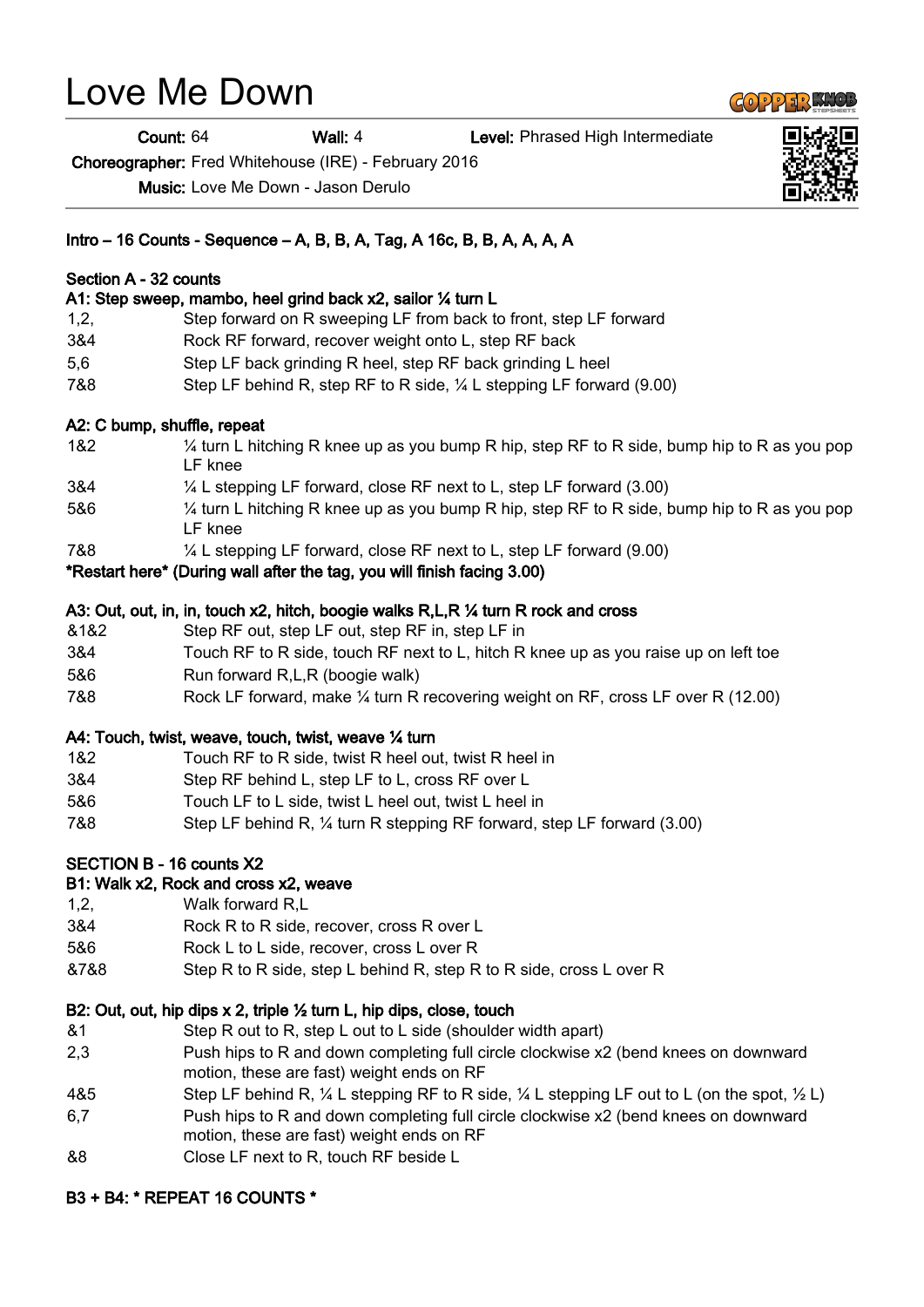# Love Me Down

**Count:** 64 **Wall:** 4 **Level:** Phrased High Intermediate

**Choreographer:** Fred Whitehouse (IRE) - February 2016

**Music:** Love Me Down - Jason Derulo

**Intro – 16 Counts - Sequence – A, B, B, A, Tag, A 16c, B, B, A, A, A, A**

**Section A - 32 counts**

**A1: Step sweep, mambo, heel grind back x2, sailor ¼ turn L**

| | |
|---|---|
| 1,2, | Step forward on R sweeping LF from back to front, step LF forward |
| 3&4 | Rock RF forward, recover weight onto L, step RF back |
| 5,6 | Step LF back grinding R heel, step RF back grinding L heel |
| 7&8 | Step LF behind R, step RF to R side, ¼ L stepping LF forward (9.00) |

**A2: C bump, shuffle, repeat**

| | |
|---|---|
| 1&2 | ¼ turn L hitching R knee up as you bump R hip, step RF to R side, bump hip to R as you pop LF knee |
| 3&4 | ¼ L stepping LF forward, close RF next to L, step LF forward (3.00) |
| 5&6 | ¼ turn L hitching R knee up as you bump R hip, step RF to R side, bump hip to R as you pop LF knee |
| 7&8 | ¼ L stepping LF forward, close RF next to L, step LF forward (9.00) |

**\*Restart here\* (During wall after the tag, you will finish facing 3.00)**

**A3: Out, out, in, in, touch x2, hitch, boogie walks R,L,R ¼ turn R rock and cross**

| | |
|---|---|
| &1&2 | Step RF out, step LF out, step RF in, step LF in |
| 3&4 | Touch RF to R side, touch RF next to L, hitch R knee up as you raise up on left toe |
| 5&6 | Run forward R,L,R (boogie walk) |
| 7&8 | Rock LF forward, make ¼ turn R recovering weight on RF, cross LF over R (12.00) |

**A4: Touch, twist, weave, touch, twist, weave ¼ turn**

| | |
|---|---|
| 1&2 | Touch RF to R side, twist R heel out, twist R heel in |
| 3&4 | Step RF behind L, step LF to L, cross RF over L |
| 5&6 | Touch LF to L side, twist L heel out, twist L heel in |
| 7&8 | Step LF behind R, ¼ turn R stepping RF forward, step LF forward (3.00) |

**SECTION B - 16 counts X2**

**B1: Walk x2, Rock and cross x2, weave**

| | |
|---|---|
| 1,2, | Walk forward R,L |
| 3&4 | Rock R to R side, recover, cross R over L |
| 5&6 | Rock L to L side, recover, cross L over R |
| &7&8 | Step R to R side, step L behind R, step R to R side, cross L over R |

**B2: Out, out, hip dips x 2, triple ½ turn L, hip dips, close, touch**

| | |
|---|---|
| &1 | Step R out to R, step L out to L side (shoulder width apart) |
| 2,3 | Push hips to R and down completing full circle clockwise x2 (bend knees on downward motion, these are fast) weight ends on RF |
| 4&5 | Step LF behind R, ¼ L stepping RF to R side, ¼ L stepping LF out to L (on the spot, ½ L) |
| 6,7 | Push hips to R and down completing full circle clockwise x2 (bend knees on downward motion, these are fast) weight ends on RF |
| &8 | Close LF next to R, touch RF beside L |

**B3 + B4: \* REPEAT 16 COUNTS \***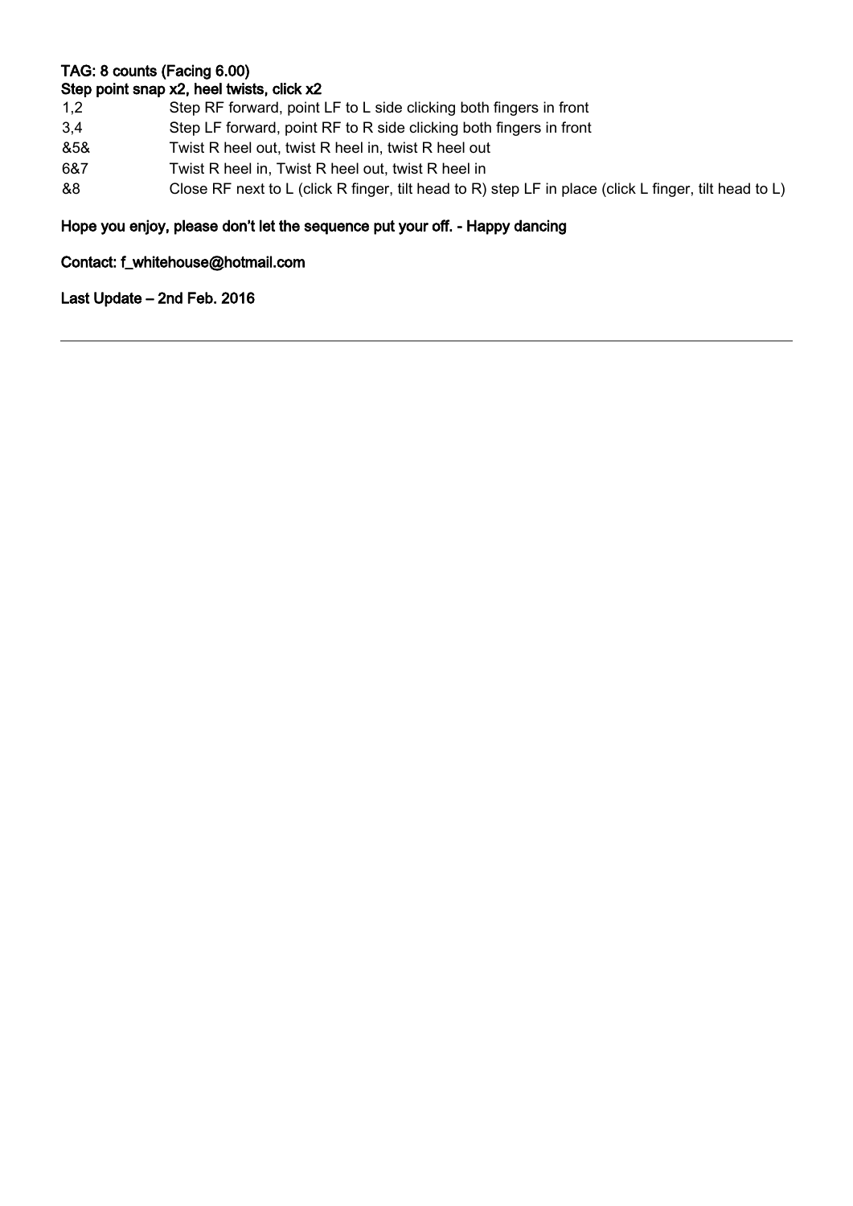**TAG: 8 counts (Facing 6.00)**
**Step point snap x2, heel twists, click x2**

| | |
|---|---|
| 1,2 | Step RF forward, point LF to L side clicking both fingers in front |
| 3,4 | Step LF forward, point RF to R side clicking both fingers in front |
| &5& | Twist R heel out, twist R heel in, twist R heel out |
| 6&7 | Twist R heel in, Twist R heel out, twist R heel in |
| &8 | Close RF next to L (click R finger, tilt head to R) step LF in place (click L finger, tilt head to L) |

**Hope you enjoy, please don't let the sequence put your off. - Happy dancing**

**Contact: f_whitehouse@hotmail.com**

**Last Update – 2nd Feb. 2016**

---